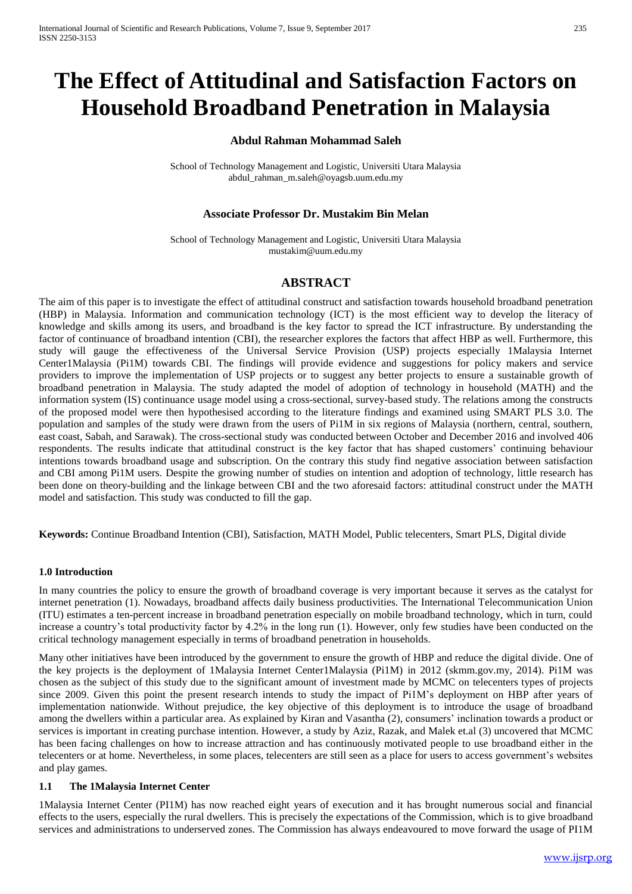# The Effect of Attitudinal and Satisfaction Factors on Household Broadband Penetration in Malaysia

**Abdul Rahman Mohammad Saleh**

School of Technology Management and Logistic, Universiti Utara Malaysia
abdul_rahman_m.saleh@oyagsb.uum.edu.my

**Associate Professor Dr. Mustakim Bin Melan**

School of Technology Management and Logistic, Universiti Utara Malaysia
mustakim@uum.edu.my

## ABSTRACT

The aim of this paper is to investigate the effect of attitudinal construct and satisfaction towards household broadband penetration (HBP) in Malaysia. Information and communication technology (ICT) is the most efficient way to develop the literacy of knowledge and skills among its users, and broadband is the key factor to spread the ICT infrastructure. By understanding the factor of continuance of broadband intention (CBI), the researcher explores the factors that affect HBP as well. Furthermore, this study will gauge the effectiveness of the Universal Service Provision (USP) projects especially 1Malaysia Internet Center1Malaysia (Pi1M) towards CBI. The findings will provide evidence and suggestions for policy makers and service providers to improve the implementation of USP projects or to suggest any better projects to ensure a sustainable growth of broadband penetration in Malaysia. The study adapted the model of adoption of technology in household (MATH) and the information system (IS) continuance usage model using a cross-sectional, survey-based study. The relations among the constructs of the proposed model were then hypothesised according to the literature findings and examined using SMART PLS 3.0. The population and samples of the study were drawn from the users of Pi1M in six regions of Malaysia (northern, central, southern, east coast, Sabah, and Sarawak). The cross-sectional study was conducted between October and December 2016 and involved 406 respondents. The results indicate that attitudinal construct is the key factor that has shaped customers' continuing behaviour intentions towards broadband usage and subscription. On the contrary this study find negative association between satisfaction and CBI among Pi1M users. Despite the growing number of studies on intention and adoption of technology, little research has been done on theory-building and the linkage between CBI and the two aforesaid factors: attitudinal construct under the MATH model and satisfaction. This study was conducted to fill the gap.

**Keywords:** Continue Broadband Intention (CBI), Satisfaction, MATH Model, Public telecenters, Smart PLS, Digital divide

### 1.0 Introduction

In many countries the policy to ensure the growth of broadband coverage is very important because it serves as the catalyst for internet penetration (1). Nowadays, broadband affects daily business productivities. The International Telecommunication Union (ITU) estimates a ten-percent increase in broadband penetration especially on mobile broadband technology, which in turn, could increase a country's total productivity factor by 4.2% in the long run (1). However, only few studies have been conducted on the critical technology management especially in terms of broadband penetration in households.

Many other initiatives have been introduced by the government to ensure the growth of HBP and reduce the digital divide. One of the key projects is the deployment of 1Malaysia Internet Center1Malaysia (Pi1M) in 2012 (skmm.gov.my, 2014). Pi1M was chosen as the subject of this study due to the significant amount of investment made by MCMC on telecenters types of projects since 2009. Given this point the present research intends to study the impact of Pi1M's deployment on HBP after years of implementation nationwide. Without prejudice, the key objective of this deployment is to introduce the usage of broadband among the dwellers within a particular area. As explained by Kiran and Vasantha (2), consumers' inclination towards a product or services is important in creating purchase intention. However, a study by Aziz, Razak, and Malek et.al (3) uncovered that MCMC has been facing challenges on how to increase attraction and has continuously motivated people to use broadband either in the telecenters or at home. Nevertheless, in some places, telecenters are still seen as a place for users to access government's websites and play games.

### 1.1 The 1Malaysia Internet Center

1Malaysia Internet Center (PI1M) has now reached eight years of execution and it has brought numerous social and financial effects to the users, especially the rural dwellers. This is precisely the expectations of the Commission, which is to give broadband services and administrations to underserved zones. The Commission has always endeavoured to move forward the usage of PI1M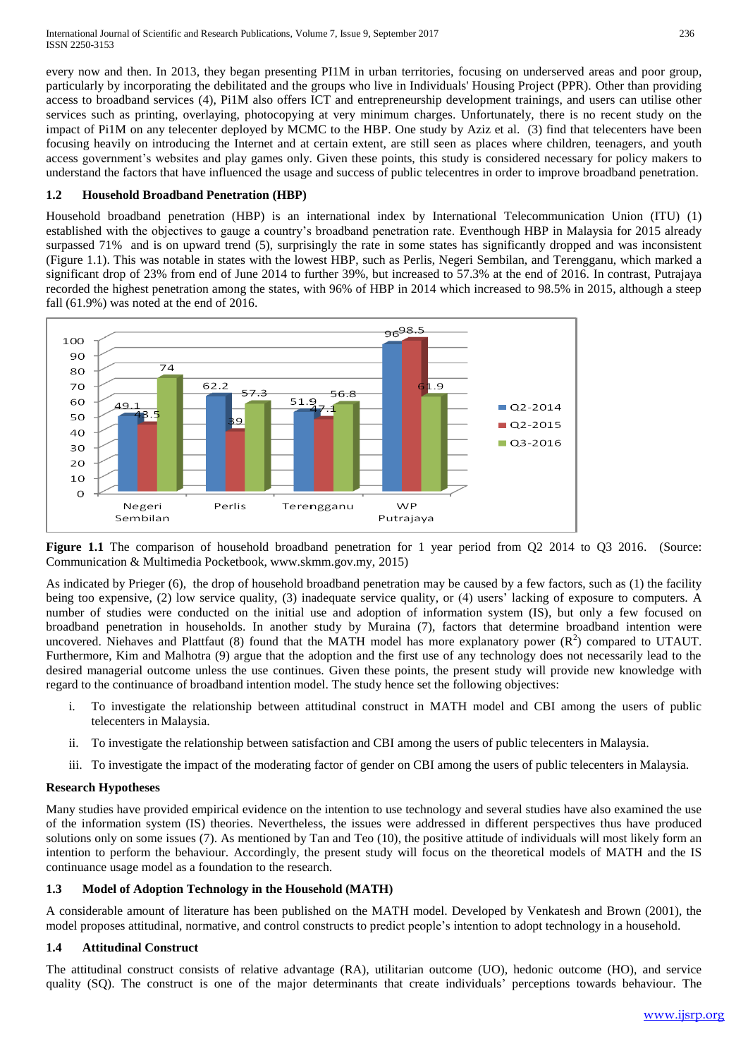every now and then. In 2013, they began presenting PI1M in urban territories, focusing on underserved areas and poor group, particularly by incorporating the debilitated and the groups who live in Individuals' Housing Project (PPR). Other than providing access to broadband services (4), Pi1M also offers ICT and entrepreneurship development trainings, and users can utilise other services such as printing, overlaying, photocopying at very minimum charges. Unfortunately, there is no recent study on the impact of Pi1M on any telecenter deployed by MCMC to the HBP. One study by Aziz et al. (3) find that telecenters have been focusing heavily on introducing the Internet and at certain extent, are still seen as places where children, teenagers, and youth access government's websites and play games only. Given these points, this study is considered necessary for policy makers to understand the factors that have influenced the usage and success of public telecentres in order to improve broadband penetration.

### 1.2 Household Broadband Penetration (HBP)

Household broadband penetration (HBP) is an international index by International Telecommunication Union (ITU) (1) established with the objectives to gauge a country's broadband penetration rate. Eventhough HBP in Malaysia for 2015 already surpassed 71% and is on upward trend (5), surprisingly the rate in some states has significantly dropped and was inconsistent (Figure 1.1). This was notable in states with the lowest HBP, such as Perlis, Negeri Sembilan, and Terengganu, which marked a significant drop of 23% from end of June 2014 to further 39%, but increased to 57.3% at the end of 2016. In contrast, Putrajaya recorded the highest penetration among the states, with 96% of HBP in 2014 which increased to 98.5% in 2015, although a steep fall (61.9%) was noted at the end of 2016.

| | Q2-2014 | Q2-2015 | Q3-2016 |
|---|---|---|---|
| Negeri Sembilan | 49.1 | 43.5 | 74 |
| Perlis | 62.2 | 39 | 57.3 |
| Terengganu | 51.9 | 47.1 | 56.8 |
| WP Putrajaya | 96 | 98.5 | 61.9 |

**Figure 1.1** The comparison of household broadband penetration for 1 year period from Q2 2014 to Q3 2016. (Source: Communication & Multimedia Pocketbook, www.skmm.gov.my, 2015)

As indicated by Prieger (6), the drop of household broadband penetration may be caused by a few factors, such as (1) the facility being too expensive, (2) low service quality, (3) inadequate service quality, or (4) users' lacking of exposure to computers. A number of studies were conducted on the initial use and adoption of information system (IS), but only a few focused on broadband penetration in households. In another study by Muraina (7), factors that determine broadband intention were uncovered. Niehaves and Plattfaut (8) found that the MATH model has more explanatory power ($R^2$) compared to UTAUT. Furthermore, Kim and Malhotra (9) argue that the adoption and the first use of any technology does not necessarily lead to the desired managerial outcome unless the use continues. Given these points, the present study will provide new knowledge with regard to the continuance of broadband intention model. The study hence set the following objectives:

i. To investigate the relationship between attitudinal construct in MATH model and CBI among the users of public telecenters in Malaysia.

ii. To investigate the relationship between satisfaction and CBI among the users of public telecenters in Malaysia.

iii. To investigate the impact of the moderating factor of gender on CBI among the users of public telecenters in Malaysia.

### Research Hypotheses

Many studies have provided empirical evidence on the intention to use technology and several studies have also examined the use of the information system (IS) theories. Nevertheless, the issues were addressed in different perspectives thus have produced solutions only on some issues (7). As mentioned by Tan and Teo (10), the positive attitude of individuals will most likely form an intention to perform the behaviour. Accordingly, the present study will focus on the theoretical models of MATH and the IS continuance usage model as a foundation to the research.

### 1.3 Model of Adoption Technology in the Household (MATH)

A considerable amount of literature has been published on the MATH model. Developed by Venkatesh and Brown (2001), the model proposes attitudinal, normative, and control constructs to predict people's intention to adopt technology in a household.

### 1.4 Attitudinal Construct

The attitudinal construct consists of relative advantage (RA), utilitarian outcome (UO), hedonic outcome (HO), and service quality (SQ). The construct is one of the major determinants that create individuals' perceptions towards behaviour. The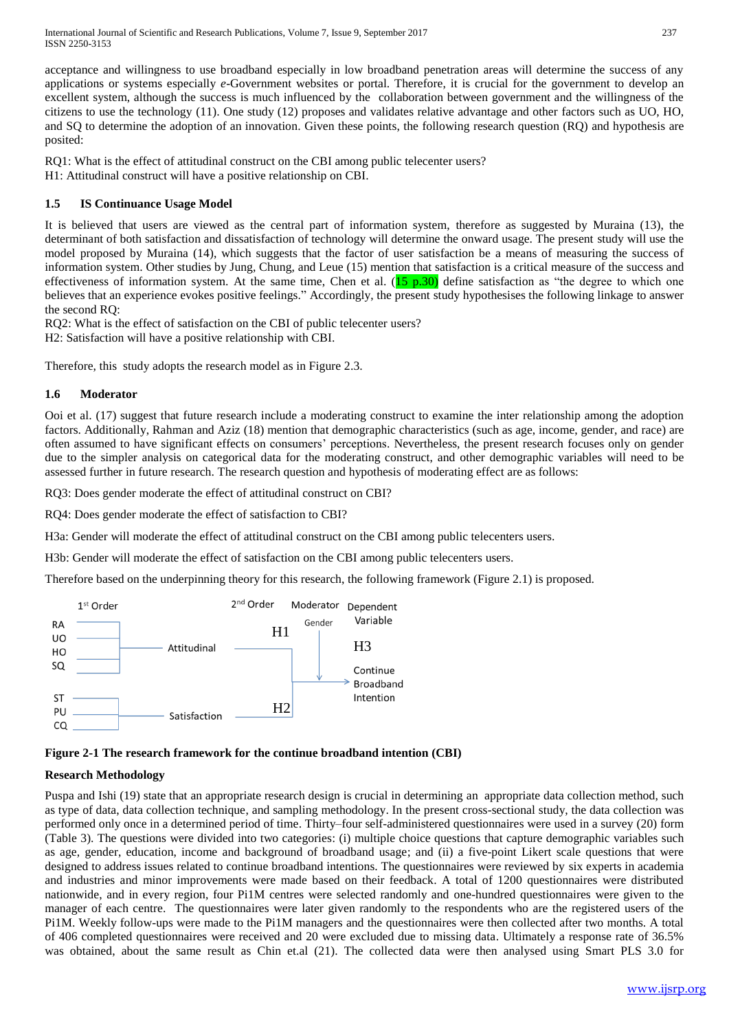acceptance and willingness to use broadband especially in low broadband penetration areas will determine the success of any applications or systems especially *e*-Government websites or portal. Therefore, it is crucial for the government to develop an excellent system, although the success is much influenced by the collaboration between government and the willingness of the citizens to use the technology (11). One study (12) proposes and validates relative advantage and other factors such as UO, HO, and SQ to determine the adoption of an innovation. Given these points, the following research question (RQ) and hypothesis are posited:

RQ1: What is the effect of attitudinal construct on the CBI among public telecenter users?
H1: Attitudinal construct will have a positive relationship on CBI.

### 1.5 IS Continuance Usage Model

It is believed that users are viewed as the central part of information system, therefore as suggested by Muraina (13), the determinant of both satisfaction and dissatisfaction of technology will determine the onward usage. The present study will use the model proposed by Muraina (14), which suggests that the factor of user satisfaction be a means of measuring the success of information system. Other studies by Jung, Chung, and Leue (15) mention that satisfaction is a critical measure of the success and effectiveness of information system. At the same time, Chen et al. (15 p.30) define satisfaction as "the degree to which one believes that an experience evokes positive feelings." Accordingly, the present study hypothesises the following linkage to answer the second RQ:
RQ2: What is the effect of satisfaction on the CBI of public telecenter users?
H2: Satisfaction will have a positive relationship with CBI.

Therefore, this study adopts the research model as in Figure 2.3.

### 1.6 Moderator

Ooi et al. (17) suggest that future research include a moderating construct to examine the inter relationship among the adoption factors. Additionally, Rahman and Aziz (18) mention that demographic characteristics (such as age, income, gender, and race) are often assumed to have significant effects on consumers' perceptions. Nevertheless, the present research focuses only on gender due to the simpler analysis on categorical data for the moderating construct, and other demographic variables will need to be assessed further in future research. The research question and hypothesis of moderating effect are as follows:

RQ3: Does gender moderate the effect of attitudinal construct on CBI?

RQ4: Does gender moderate the effect of satisfaction to CBI?

H3a: Gender will moderate the effect of attitudinal construct on the CBI among public telecenters users.

H3b: Gender will moderate the effect of satisfaction on the CBI among public telecenters users.

Therefore based on the underpinning theory for this research, the following framework (Figure 2.1) is proposed.

```
1st Order            2nd Order     Moderator   Dependent
                                               Variable
RA ─┐                          H1   Gender
UO ─┤                                 │         H3
HO ─┼── Attitudinal ───────┐          │
SQ ─┘                      │          ▼        Continue
                           ├──────────────────► Broadband
ST ─┐                      │                   Intention
PU ─┼── Satisfaction ──────┘ H2
CQ ─┘
```

**Figure 2-1 The research framework for the continue broadband intention (CBI)**

**Research Methodology**

Puspa and Ishi (19) state that an appropriate research design is crucial in determining an appropriate data collection method, such as type of data, data collection technique, and sampling methodology. In the present cross-sectional study, the data collection was performed only once in a determined period of time. Thirty–four self-administered questionnaires were used in a survey (20) form (Table 3). The questions were divided into two categories: (i) multiple choice questions that capture demographic variables such as age, gender, education, income and background of broadband usage; and (ii) a five-point Likert scale questions that were designed to address issues related to continue broadband intentions. The questionnaires were reviewed by six experts in academia and industries and minor improvements were made based on their feedback. A total of 1200 questionnaires were distributed nationwide, and in every region, four Pi1M centres were selected randomly and one-hundred questionnaires were given to the manager of each centre. The questionnaires were later given randomly to the respondents who are the registered users of the Pi1M. Weekly follow-ups were made to the Pi1M managers and the questionnaires were then collected after two months. A total of 406 completed questionnaires were received and 20 were excluded due to missing data. Ultimately a response rate of 36.5% was obtained, about the same result as Chin et.al (21). The collected data were then analysed using Smart PLS 3.0 for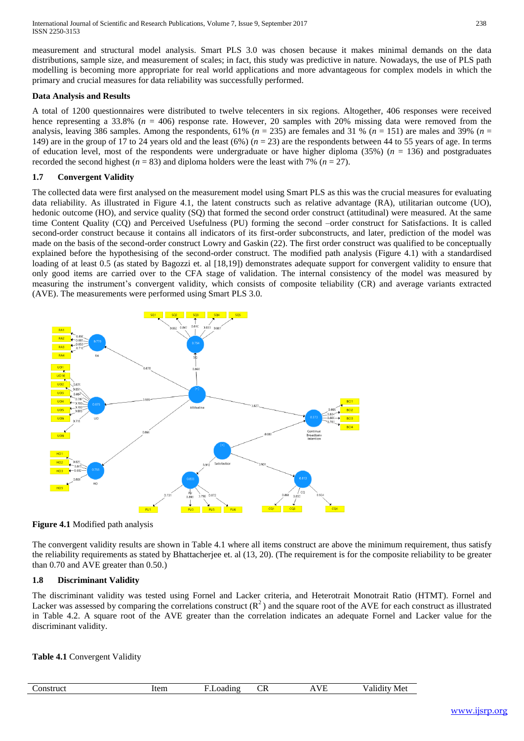measurement and structural model analysis. Smart PLS 3.0 was chosen because it makes minimal demands on the data distributions, sample size, and measurement of scales; in fact, this study was predictive in nature. Nowadays, the use of PLS path modelling is becoming more appropriate for real world applications and more advantageous for complex models in which the primary and crucial measures for data reliability was successfully performed.

### Data Analysis and Results

A total of 1200 questionnaires were distributed to twelve telecenters in six regions. Altogether, 406 responses were received hence representing a 33.8% (*n* = 406) response rate. However, 20 samples with 20% missing data were removed from the analysis, leaving 386 samples. Among the respondents, 61% (*n* = 235) are females and 31 % (*n* = 151) are males and 39% (*n* = 149) are in the group of 17 to 24 years old and the least (6%) (*n* = 23) are the respondents between 44 to 55 years of age. In terms of education level, most of the respondents were undergraduate or have higher diploma (35%) (*n* = 136) and postgraduates recorded the second highest (*n* = 83) and diploma holders were the least with 7% (*n* = 27).

### 1.7 Convergent Validity

The collected data were first analysed on the measurement model using Smart PLS as this was the crucial measures for evaluating data reliability. As illustrated in Figure 4.1, the latent constructs such as relative advantage (RA), utilitarian outcome (UO), hedonic outcome (HO), and service quality (SQ) that formed the second order construct (attitudinal) were measured. At the same time Content Quality (CQ) and Perceived Usefulness (PU) forming the second –order construct for Satisfactions. It is called second-order construct because it contains all indicators of its first-order subconstructs, and later, prediction of the model was made on the basis of the second-order construct Lowry and Gaskin (22). The first order construct was qualified to be conceptually explained before the hypothesising of the second-order construct. The modified path analysis (Figure 4.1) with a standardised loading of at least 0.5 (as stated by Bagozzi et. al [18,19]) demonstrates adequate support for convergent validity to ensure that only good items are carried over to the CFA stage of validation. The internal consistency of the model was measured by measuring the instrument's convergent validity, which consists of composite teliability (CR) and average variants extracted (AVE). The measurements were performed using Smart PLS 3.0.

**Figure 4.1** Modified path analysis

The convergent validity results are shown in Table 4.1 where all items construct are above the minimum requirement, thus satisfy the reliability requirements as stated by Bhattacherjee et. al (13, 20). (The requirement is for the composite reliability to be greater than 0.70 and AVE greater than 0.50.)

### 1.8 Discriminant Validity

The discriminant validity was tested using Fornel and Lacker criteria, and Heterotrait Monotrait Ratio (HTMT). Fornel and Lacker was assessed by comparing the correlations construct ($R^2$) and the square root of the AVE for each construct as illustrated in Table 4.2. A square root of the AVE greater than the correlation indicates an adequate Fornel and Lacker value for the discriminant validity.

**Table 4.1** Convergent Validity

| Construct | Item | F.Loading | CR | AVE | Validity Met |
|---|---|---|---|---|---|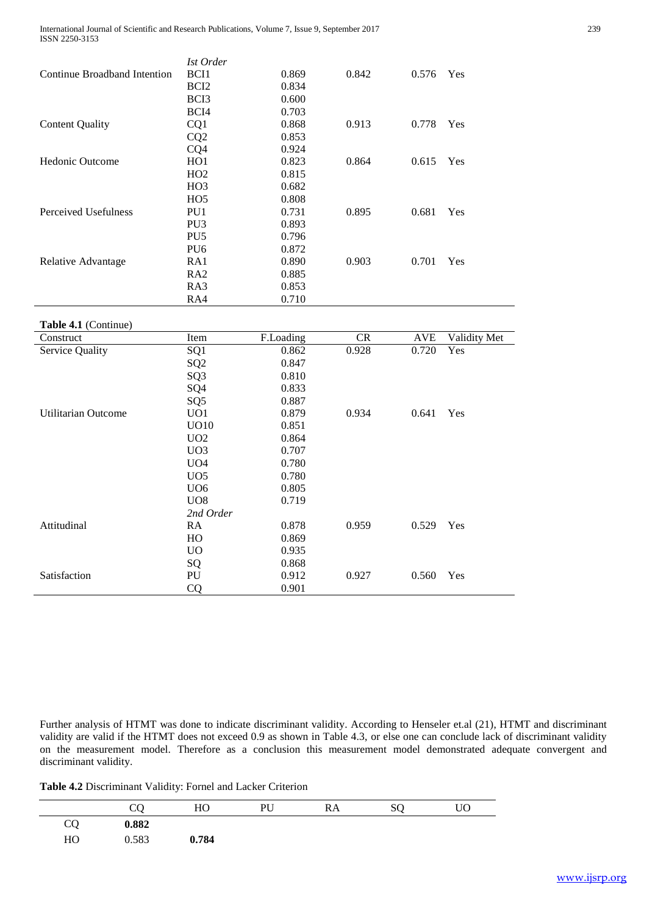|  | *Ist Order* |  |  |  |  |
|---|---|---|---|---|---|
| Continue Broadband Intention | BCI1 | 0.869 | 0.842 | 0.576 | Yes |
|  | BCI2 | 0.834 |  |  |  |
|  | BCI3 | 0.600 |  |  |  |
|  | BCI4 | 0.703 |  |  |  |
| Content Quality | CQ1 | 0.868 | 0.913 | 0.778 | Yes |
|  | CQ2 | 0.853 |  |  |  |
|  | CQ4 | 0.924 |  |  |  |
| Hedonic Outcome | HO1 | 0.823 | 0.864 | 0.615 | Yes |
|  | HO2 | 0.815 |  |  |  |
|  | HO3 | 0.682 |  |  |  |
|  | HO5 | 0.808 |  |  |  |
| Perceived Usefulness | PU1 | 0.731 | 0.895 | 0.681 | Yes |
|  | PU3 | 0.893 |  |  |  |
|  | PU5 | 0.796 |  |  |  |
|  | PU6 | 0.872 |  |  |  |
| Relative Advantage | RA1 | 0.890 | 0.903 | 0.701 | Yes |
|  | RA2 | 0.885 |  |  |  |
|  | RA3 | 0.853 |  |  |  |
|  | RA4 | 0.710 |  |  |  |

**Table 4.1** (Continue)

| Construct | Item | F.Loading | CR | AVE | Validity Met |
|---|---|---|---|---|---|
| Service Quality | SQ1 | 0.862 | 0.928 | 0.720 | Yes |
|  | SQ2 | 0.847 |  |  |  |
|  | SQ3 | 0.810 |  |  |  |
|  | SQ4 | 0.833 |  |  |  |
|  | SQ5 | 0.887 |  |  |  |
| Utilitarian Outcome | UO1 | 0.879 | 0.934 | 0.641 | Yes |
|  | UO10 | 0.851 |  |  |  |
|  | UO2 | 0.864 |  |  |  |
|  | UO3 | 0.707 |  |  |  |
|  | UO4 | 0.780 |  |  |  |
|  | UO5 | 0.780 |  |  |  |
|  | UO6 | 0.805 |  |  |  |
|  | UO8 | 0.719 |  |  |  |
|  | *2nd Order* |  |  |  |  |
| Attitudinal | RA | 0.878 | 0.959 | 0.529 | Yes |
|  | HO | 0.869 |  |  |  |
|  | UO | 0.935 |  |  |  |
|  | SQ | 0.868 |  |  |  |
| Satisfaction | PU | 0.912 | 0.927 | 0.560 | Yes |
|  | CQ | 0.901 |  |  |  |

Further analysis of HTMT was done to indicate discriminant validity. According to Henseler et.al (21), HTMT and discriminant validity are valid if the HTMT does not exceed 0.9 as shown in Table 4.3, or else one can conclude lack of discriminant validity on the measurement model. Therefore as a conclusion this measurement model demonstrated adequate convergent and discriminant validity.

**Table 4.2** Discriminant Validity: Fornel and Lacker Criterion

|  | CQ | HO | PU | RA | SQ | UO |
|---|---|---|---|---|---|---|
| CQ | **0.882** |  |  |  |  |  |
| HO | 0.583 | **0.784** |  |  |  |  |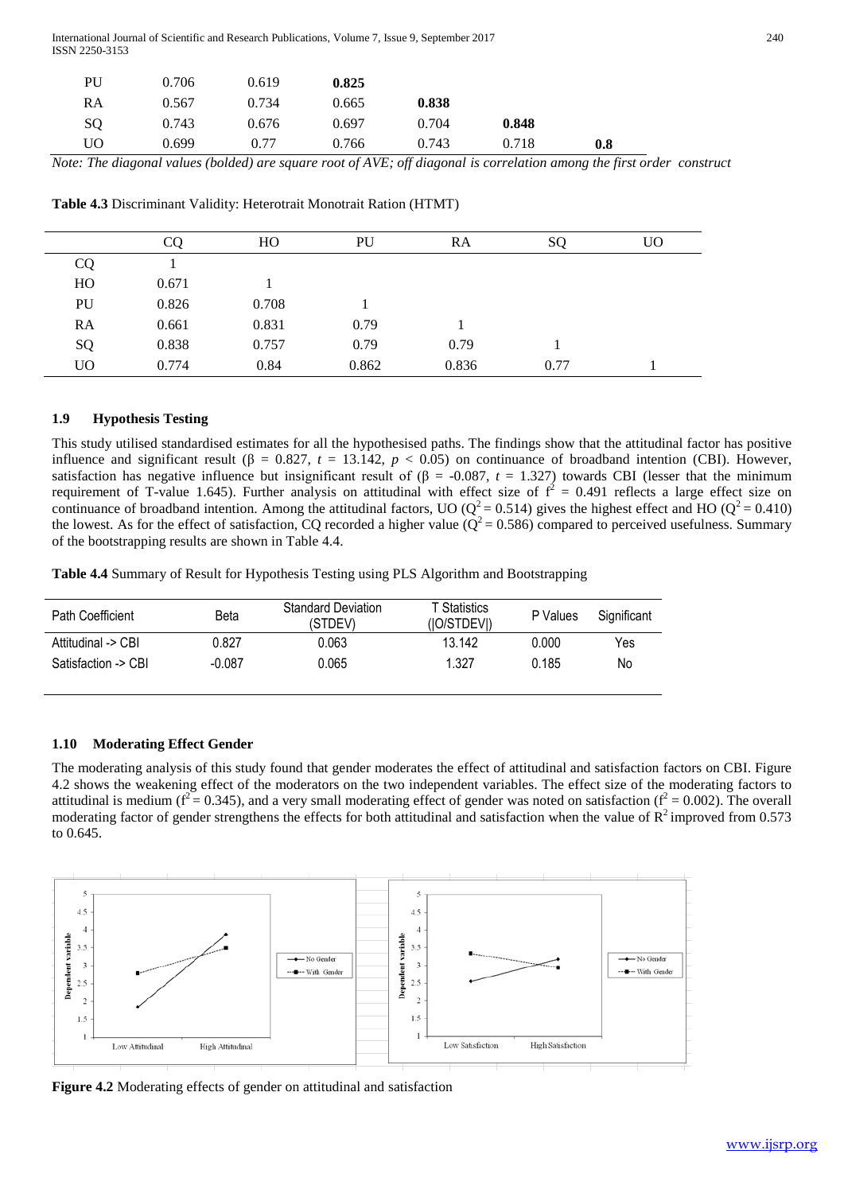| | | | | | | |
|---|---|---|---|---|---|---|
| PU | 0.706 | 0.619 | **0.825** | | | |
| RA | 0.567 | 0.734 | 0.665 | **0.838** | | |
| SQ | 0.743 | 0.676 | 0.697 | 0.704 | **0.848** | |
| UO | 0.699 | 0.77 | 0.766 | 0.743 | 0.718 | **0.8** |

*Note: The diagonal values (bolded) are square root of AVE; off diagonal is correlation among the first order construct*

**Table 4.3** Discriminant Validity: Heterotrait Monotrait Ration (HTMT)

| | CQ | HO | PU | RA | SQ | UO |
|---|---|---|---|---|---|---|
| CQ | 1 | | | | | |
| HO | 0.671 | 1 | | | | |
| PU | 0.826 | 0.708 | 1 | | | |
| RA | 0.661 | 0.831 | 0.79 | 1 | | |
| SQ | 0.838 | 0.757 | 0.79 | 0.79 | 1 | |
| UO | 0.774 | 0.84 | 0.862 | 0.836 | 0.77 | 1 |

### 1.9 Hypothesis Testing

This study utilised standardised estimates for all the hypothesised paths. The findings show that the attitudinal factor has positive influence and significant result ($\beta$ = 0.827, $t$ = 13.142, $p < 0.05$) on continuance of broadband intention (CBI). However, satisfaction has negative influence but insignificant result of ($\beta$ = -0.087, $t$ = 1.327) towards CBI (lesser that the minimum requirement of T-value 1.645). Further analysis on attitudinal with effect size of $f^2$ = 0.491 reflects a large effect size on continuance of broadband intention. Among the attitudinal factors, UO ($Q^2$ = 0.514) gives the highest effect and HO ($Q^2$ = 0.410) the lowest. As for the effect of satisfaction, CQ recorded a higher value ($Q^2$ = 0.586) compared to perceived usefulness. Summary of the bootstrapping results are shown in Table 4.4.

**Table 4.4** Summary of Result for Hypothesis Testing using PLS Algorithm and Bootstrapping

| Path Coefficient | Beta | Standard Deviation (STDEV) | T Statistics (\|O/STDEV\|) | P Values | Significant |
|---|---|---|---|---|---|
| Attitudinal -> CBI | 0.827 | 0.063 | 13.142 | 0.000 | Yes |
| Satisfaction -> CBI | -0.087 | 0.065 | 1.327 | 0.185 | No |

### 1.10 Moderating Effect Gender

The moderating analysis of this study found that gender moderates the effect of attitudinal and satisfaction factors on CBI. Figure 4.2 shows the weakening effect of the moderators on the two independent variables. The effect size of the moderating factors to attitudinal is medium ($f^2$ = 0.345), and a very small moderating effect of gender was noted on satisfaction ($f^2$ = 0.002). The overall moderating factor of gender strengthens the effects for both attitudinal and satisfaction when the value of $R^2$ improved from 0.573 to 0.645.

**Figure 4.2** Moderating effects of gender on attitudinal and satisfaction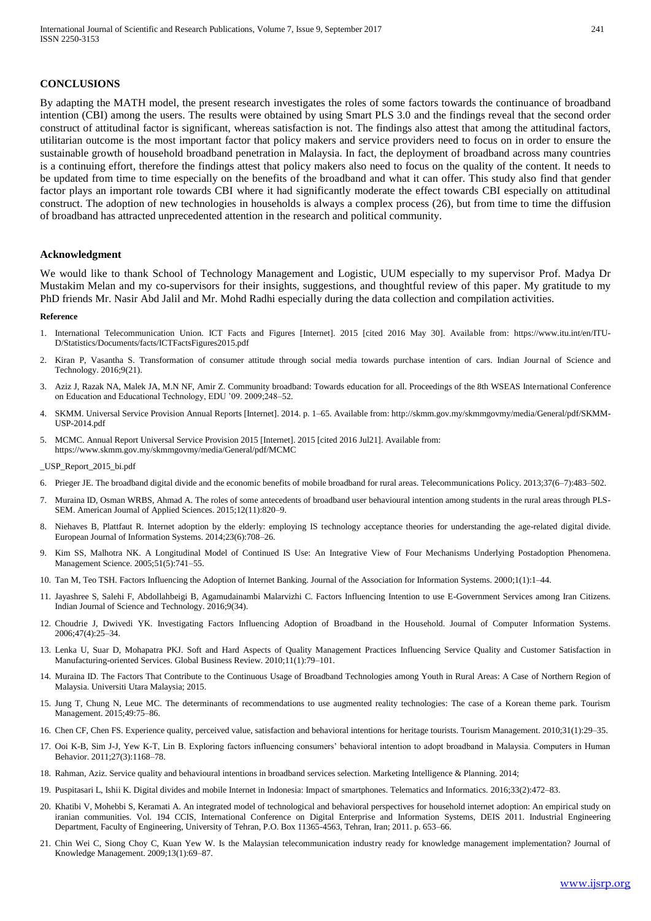## CONCLUSIONS

By adapting the MATH model, the present research investigates the roles of some factors towards the continuance of broadband intention (CBI) among the users. The results were obtained by using Smart PLS 3.0 and the findings reveal that the second order construct of attitudinal factor is significant, whereas satisfaction is not. The findings also attest that among the attitudinal factors, utilitarian outcome is the most important factor that policy makers and service providers need to focus on in order to ensure the sustainable growth of household broadband penetration in Malaysia. In fact, the deployment of broadband across many countries is a continuing effort, therefore the findings attest that policy makers also need to focus on the quality of the content. It needs to be updated from time to time especially on the benefits of the broadband and what it can offer. This study also find that gender factor plays an important role towards CBI where it had significantly moderate the effect towards CBI especially on attitudinal construct. The adoption of new technologies in households is always a complex process (26), but from time to time the diffusion of broadband has attracted unprecedented attention in the research and political community.

## Acknowledgment

We would like to thank School of Technology Management and Logistic, UUM especially to my supervisor Prof. Madya Dr Mustakim Melan and my co-supervisors for their insights, suggestions, and thoughtful review of this paper. My gratitude to my PhD friends Mr. Nasir Abd Jalil and Mr. Mohd Radhi especially during the data collection and compilation activities.

#### Reference

1. International Telecommunication Union. ICT Facts and Figures [Internet]. 2015 [cited 2016 May 30]. Available from: https://www.itu.int/en/ITU-D/Statistics/Documents/facts/ICTFactsFigures2015.pdf
2. Kiran P, Vasantha S. Transformation of consumer attitude through social media towards purchase intention of cars. Indian Journal of Science and Technology. 2016;9(21).
3. Aziz J, Razak NA, Malek JA, M.N NF, Amir Z. Community broadband: Towards education for all. Proceedings of the 8th WSEAS International Conference on Education and Educational Technology, EDU '09. 2009;248–52.
4. SKMM. Universal Service Provision Annual Reports [Internet]. 2014. p. 1–65. Available from: http://skmm.gov.my/skmmgovmy/media/General/pdf/SKMM-USP-2014.pdf
5. MCMC. Annual Report Universal Service Provision 2015 [Internet]. 2015 [cited 2016 Jul21]. Available from: https://www.skmm.gov.my/skmmgovmy/media/General/pdf/MCMC

_USP_Report_2015_bi.pdf

6. Prieger JE. The broadband digital divide and the economic benefits of mobile broadband for rural areas. Telecommunications Policy. 2013;37(6–7):483–502.
7. Muraina ID, Osman WRBS, Ahmad A. The roles of some antecedents of broadband user behavioural intention among students in the rural areas through PLS-SEM. American Journal of Applied Sciences. 2015;12(11):820–9.
8. Niehaves B, Plattfaut R. Internet adoption by the elderly: employing IS technology acceptance theories for understanding the age-related digital divide. European Journal of Information Systems. 2014;23(6):708–26.
9. Kim SS, Malhotra NK. A Longitudinal Model of Continued IS Use: An Integrative View of Four Mechanisms Underlying Postadoption Phenomena. Management Science. 2005;51(5):741–55.
10. Tan M, Teo TSH. Factors Influencing the Adoption of Internet Banking. Journal of the Association for Information Systems. 2000;1(1):1–44.
11. Jayashree S, Salehi F, Abdollahbeigi B, Agamudainambi Malarvizhi C. Factors Influencing Intention to use E-Government Services among Iran Citizens. Indian Journal of Science and Technology. 2016;9(34).
12. Choudrie J, Dwivedi YK. Investigating Factors Influencing Adoption of Broadband in the Household. Journal of Computer Information Systems. 2006;47(4):25–34.
13. Lenka U, Suar D, Mohapatra PKJ. Soft and Hard Aspects of Quality Management Practices Influencing Service Quality and Customer Satisfaction in Manufacturing-oriented Services. Global Business Review. 2010;11(1):79–101.
14. Muraina ID. The Factors That Contribute to the Continuous Usage of Broadband Technologies among Youth in Rural Areas: A Case of Northern Region of Malaysia. Universiti Utara Malaysia; 2015.
15. Jung T, Chung N, Leue MC. The determinants of recommendations to use augmented reality technologies: The case of a Korean theme park. Tourism Management. 2015;49:75–86.
16. Chen CF, Chen FS. Experience quality, perceived value, satisfaction and behavioral intentions for heritage tourists. Tourism Management. 2010;31(1):29–35.
17. Ooi K-B, Sim J-J, Yew K-T, Lin B. Exploring factors influencing consumers' behavioral intention to adopt broadband in Malaysia. Computers in Human Behavior. 2011;27(3):1168–78.
18. Rahman, Aziz. Service quality and behavioural intentions in broadband services selection. Marketing Intelligence & Planning. 2014;
19. Puspitasari L, Ishii K. Digital divides and mobile Internet in Indonesia: Impact of smartphones. Telematics and Informatics. 2016;33(2):472–83.
20. Khatibi V, Mohebbi S, Keramati A. An integrated model of technological and behavioral perspectives for household internet adoption: An empirical study on iranian communities. Vol. 194 CCIS, International Conference on Digital Enterprise and Information Systems, DEIS 2011. Industrial Engineering Department, Faculty of Engineering, University of Tehran, P.O. Box 11365-4563, Tehran, Iran; 2011. p. 653–66.
21. Chin Wei C, Siong Choy C, Kuan Yew W. Is the Malaysian telecommunication industry ready for knowledge management implementation? Journal of Knowledge Management. 2009;13(1):69–87.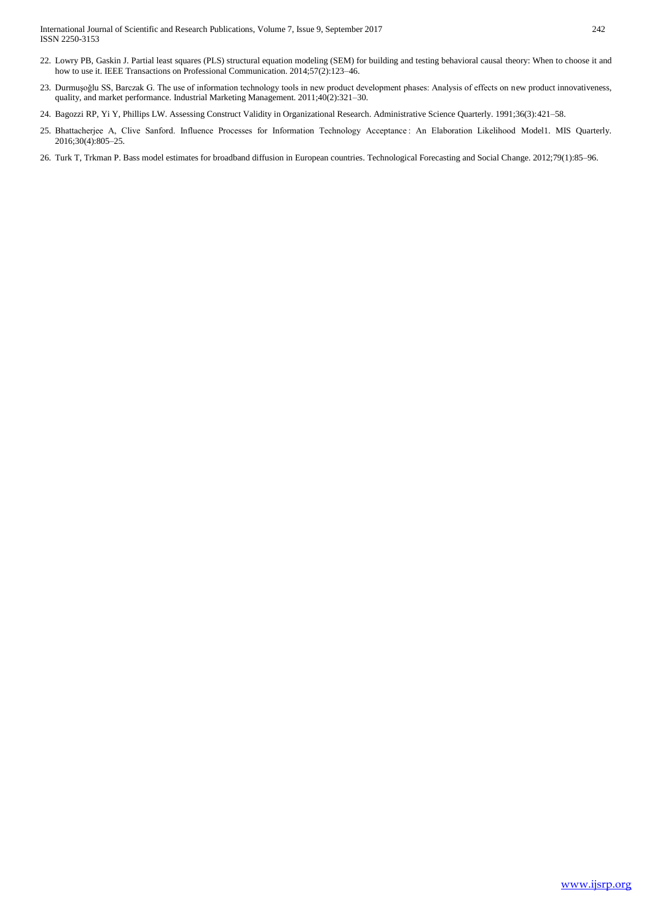22. Lowry PB, Gaskin J. Partial least squares (PLS) structural equation modeling (SEM) for building and testing behavioral causal theory: When to choose it and how to use it. IEEE Transactions on Professional Communication. 2014;57(2):123–46.

23. Durmuşoğlu SS, Barczak G. The use of information technology tools in new product development phases: Analysis of effects on new product innovativeness, quality, and market performance. Industrial Marketing Management. 2011;40(2):321–30.

24. Bagozzi RP, Yi Y, Phillips LW. Assessing Construct Validity in Organizational Research. Administrative Science Quarterly. 1991;36(3):421–58.

25. Bhattacherjee A, Clive Sanford. Influence Processes for Information Technology Acceptance : An Elaboration Likelihood Model1. MIS Quarterly. 2016;30(4):805–25.

26. Turk T, Trkman P. Bass model estimates for broadband diffusion in European countries. Technological Forecasting and Social Change. 2012;79(1):85–96.